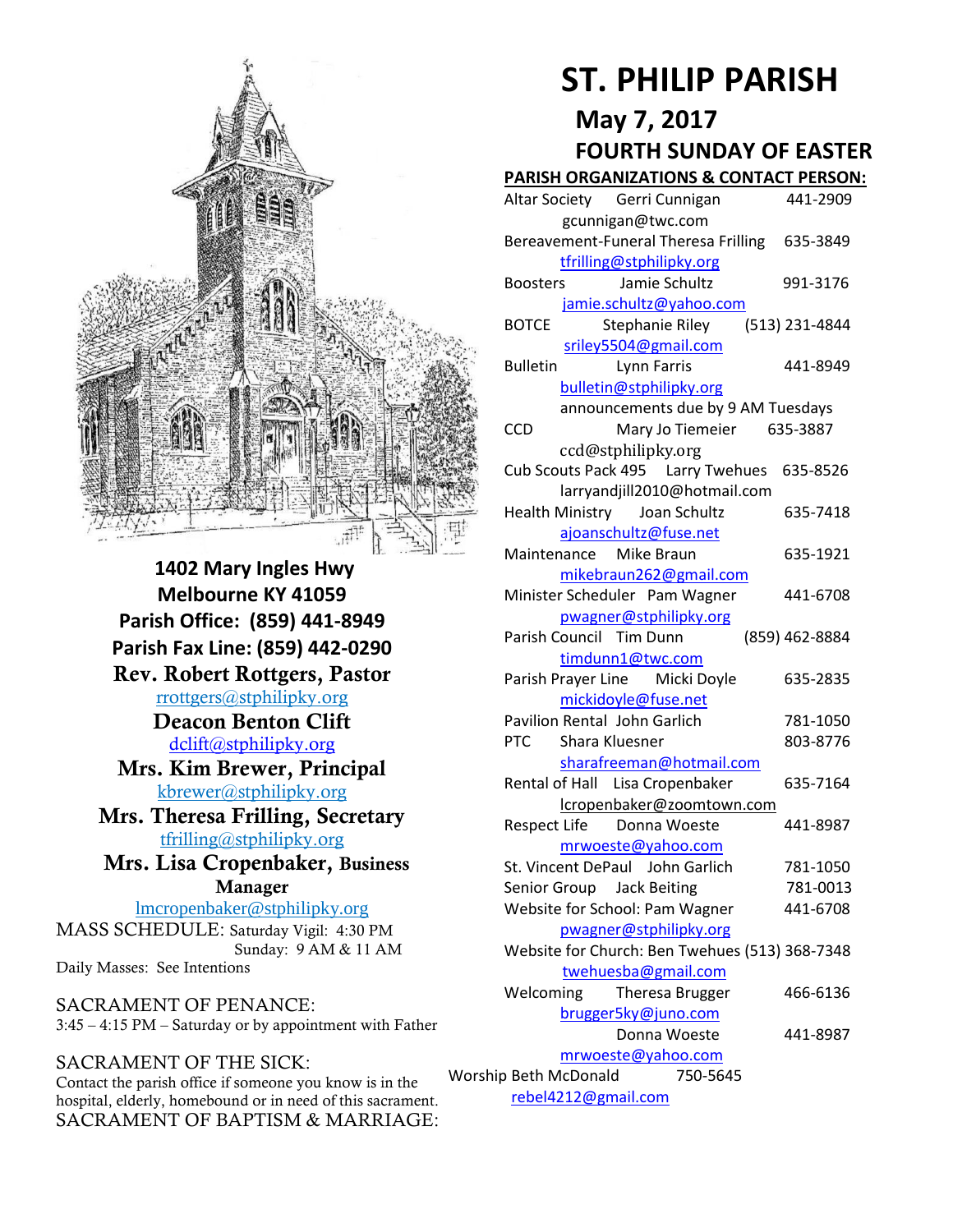# ST. PHILIP PARISH

## May 7, 2017

## FOURTH SUNDAY OF EASTER

**1402 Mary Ingles Hwy**
**Melbourne KY 41059**
**Parish Office: (859) 441-8949**
**Parish Fax Line: (859) 442-0290**

**Rev. Robert Rottgers, Pastor**
rrottgers@stphilipky.org

**Deacon Benton Clift**
dclift@stphilipky.org

**Mrs. Kim Brewer, Principal**
kbrewer@stphilipky.org

**Mrs. Theresa Frilling, Secretary**
tfrilling@stphilipky.org

**Mrs. Lisa Cropenbaker, Business Manager**
lmcropenbaker@stphilipky.org

MASS SCHEDULE: Saturday Vigil: 4:30 PM
Sunday: 9 AM & 11 AM
Daily Masses: See Intentions

SACRAMENT OF PENANCE:
3:45 – 4:15 PM – Saturday or by appointment with Father

SACRAMENT OF THE SICK:
Contact the parish office if someone you know is in the hospital, elderly, homebound or in need of this sacrament.

SACRAMENT OF BAPTISM & MARRIAGE:

**PARISH ORGANIZATIONS & CONTACT PERSON:**

Altar Society — Gerri Cunnigan — 441-2909
gcunnigan@twc.com

Bereavement-Funeral — Theresa Frilling — 635-3849
tfrilling@stphilipky.org

Boosters — Jamie Schultz — 991-3176
jamie.schultz@yahoo.com

BOTCE — Stephanie Riley — (513) 231-4844
sriley5504@gmail.com

Bulletin — Lynn Farris — 441-8949
bulletin@stphilipky.org
announcements due by 9 AM Tuesdays

CCD — Mary Jo Tiemeier — 635-3887
ccd@stphilipky.org

Cub Scouts Pack 495 — Larry Twehues — 635-8526
larryandjill2010@hotmail.com

Health Ministry — Joan Schultz — 635-7418
ajoanschultz@fuse.net

Maintenance — Mike Braun — 635-1921
mikebraun262@gmail.com

Minister Scheduler — Pam Wagner — 441-6708
pwagner@stphilipky.org

Parish Council — Tim Dunn — (859) 462-8884
timdunn1@twc.com

Parish Prayer Line — Micki Doyle — 635-2835
mickidoyle@fuse.net

Pavilion Rental — John Garlich — 781-1050

PTC — Shara Kluesner — 803-8776
sharafreeman@hotmail.com

Rental of Hall — Lisa Cropenbaker — 635-7164
lcropenbaker@zoomtown.com

Respect Life — Donna Woeste — 441-8987
mrwoeste@yahoo.com

St. Vincent DePaul — John Garlich — 781-1050

Senior Group — Jack Beiting — 781-0013

Website for School: Pam Wagner — 441-6708
pwagner@stphilipky.org

Website for Church: Ben Twehues — (513) 368-7348
twehuesba@gmail.com

Welcoming — Theresa Brugger — 466-6136
brugger5ky@juno.com
Donna Woeste — 441-8987
mrwoeste@yahoo.com

Worship — Beth McDonald — 750-5645
rebel4212@gmail.com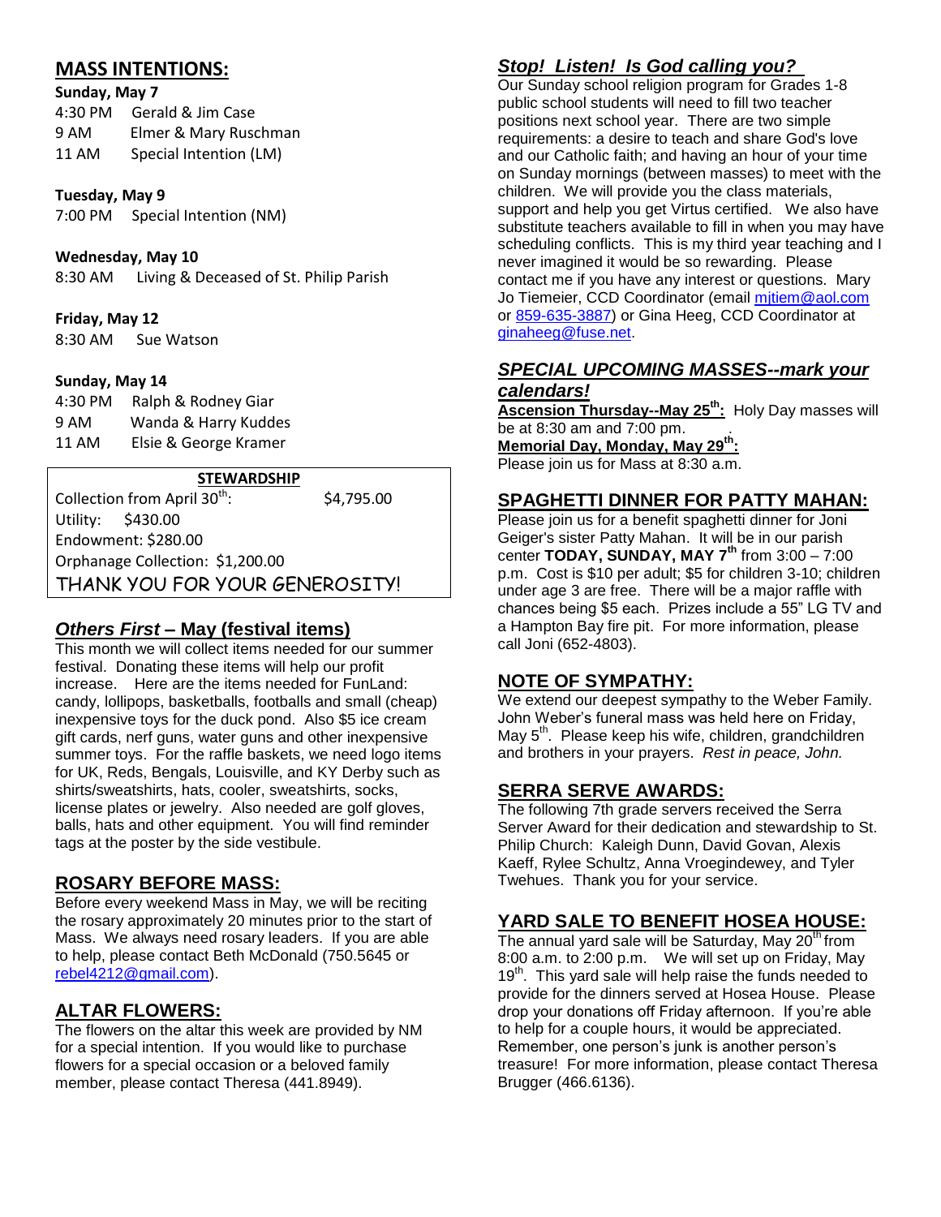## MASS INTENTIONS:

**Sunday, May 7**

4:30 PM Gerald & Jim Case
9 AM Elmer & Mary Ruschman
11 AM Special Intention (LM)

**Tuesday, May 9**

7:00 PM Special Intention (NM)

**Wednesday, May 10**

8:30 AM Living & Deceased of St. Philip Parish

**Friday, May 12**

8:30 AM Sue Watson

**Sunday, May 14**

4:30 PM Ralph & Rodney Giar
9 AM Wanda & Harry Kuddes
11 AM Elsie & George Kramer

**STEWARDSHIP**

Collection from April 30th: $4,795.00
Utility: $430.00
Endowment: $280.00
Orphanage Collection: $1,200.00

THANK YOU FOR YOUR GENEROSITY!

## *Others First* – May (festival items)

This month we will collect items needed for our summer festival. Donating these items will help our profit increase. Here are the items needed for FunLand: candy, lollipops, basketballs, footballs and small (cheap) inexpensive toys for the duck pond. Also $5 ice cream gift cards, nerf guns, water guns and other inexpensive summer toys. For the raffle baskets, we need logo items for UK, Reds, Bengals, Louisville, and KY Derby such as shirts/sweatshirts, hats, cooler, sweatshirts, socks, license plates or jewelry. Also needed are golf gloves, balls, hats and other equipment. You will find reminder tags at the poster by the side vestibule.

## ROSARY BEFORE MASS:

Before every weekend Mass in May, we will be reciting the rosary approximately 20 minutes prior to the start of Mass. We always need rosary leaders. If you are able to help, please contact Beth McDonald (750.5645 or rebel4212@gmail.com).

## ALTAR FLOWERS:

The flowers on the altar this week are provided by NM for a special intention. If you would like to purchase flowers for a special occasion or a beloved family member, please contact Theresa (441.8949).

## *Stop! Listen! Is God calling you?*

Our Sunday school religion program for Grades 1-8 public school students will need to fill two teacher positions next school year. There are two simple requirements: a desire to teach and share God's love and our Catholic faith; and having an hour of your time on Sunday mornings (between masses) to meet with the children. We will provide you the class materials, support and help you get Virtus certified. We also have substitute teachers available to fill in when you may have scheduling conflicts. This is my third year teaching and I never imagined it would be so rewarding. Please contact me if you have any interest or questions. Mary Jo Tiemeier, CCD Coordinator (email mjtiem@aol.com or 859-635-3887) or Gina Heeg, CCD Coordinator at ginaheeg@fuse.net.

## *SPECIAL UPCOMING MASSES--mark your calendars!*

**Ascension Thursday--May 25th:** Holy Day masses will be at 8:30 am and 7:00 pm.

**Memorial Day, Monday, May 29th:**
Please join us for Mass at 8:30 a.m.

## SPAGHETTI DINNER FOR PATTY MAHAN:

Please join us for a benefit spaghetti dinner for Joni Geiger's sister Patty Mahan. It will be in our parish center **TODAY, SUNDAY, MAY 7th** from 3:00 – 7:00 p.m. Cost is $10 per adult; $5 for children 3-10; children under age 3 are free. There will be a major raffle with chances being $5 each. Prizes include a 55" LG TV and a Hampton Bay fire pit. For more information, please call Joni (652-4803).

## NOTE OF SYMPATHY:

We extend our deepest sympathy to the Weber Family. John Weber's funeral mass was held here on Friday, May 5th. Please keep his wife, children, grandchildren and brothers in your prayers. *Rest in peace, John.*

## SERRA SERVE AWARDS:

The following 7th grade servers received the Serra Server Award for their dedication and stewardship to St. Philip Church: Kaleigh Dunn, David Govan, Alexis Kaeff, Rylee Schultz, Anna Vroegindewey, and Tyler Twehues. Thank you for your service.

## YARD SALE TO BENEFIT HOSEA HOUSE:

The annual yard sale will be Saturday, May 20th from 8:00 a.m. to 2:00 p.m. We will set up on Friday, May 19th. This yard sale will help raise the funds needed to provide for the dinners served at Hosea House. Please drop your donations off Friday afternoon. If you're able to help for a couple hours, it would be appreciated. Remember, one person's junk is another person's treasure! For more information, please contact Theresa Brugger (466.6136).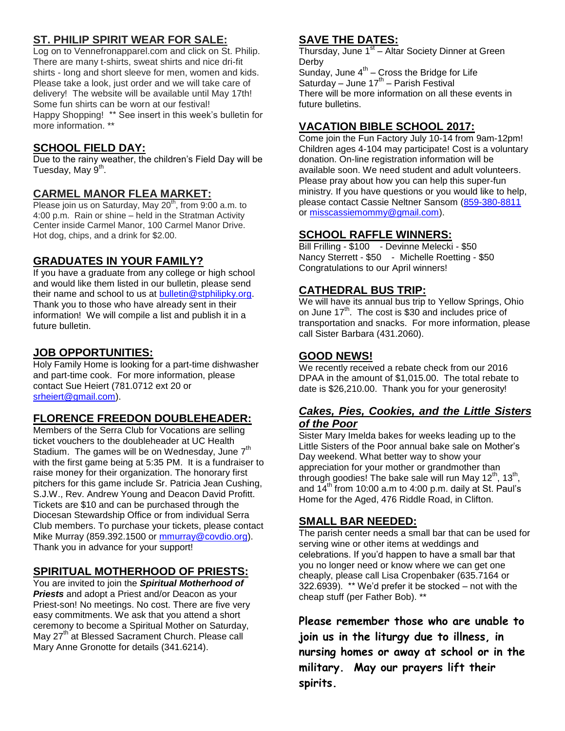## ST. PHILIP SPIRIT WEAR FOR SALE:

Log on to Vennefronapparel.com and click on St. Philip. There are many t-shirts, sweat shirts and nice dri-fit shirts - long and short sleeve for men, women and kids. Please take a look, just order and we will take care of delivery! The website will be available until May 17th! Some fun shirts can be worn at our festival! Happy Shopping! ** See insert in this week's bulletin for more information. **

## SCHOOL FIELD DAY:

Due to the rainy weather, the children's Field Day will be Tuesday, May 9th.

## CARMEL MANOR FLEA MARKET:

Please join us on Saturday, May 20th, from 9:00 a.m. to 4:00 p.m. Rain or shine – held in the Stratman Activity Center inside Carmel Manor, 100 Carmel Manor Drive. Hot dog, chips, and a drink for $2.00.

## GRADUATES IN YOUR FAMILY?

If you have a graduate from any college or high school and would like them listed in our bulletin, please send their name and school to us at bulletin@stphilipky.org. Thank you to those who have already sent in their information! We will compile a list and publish it in a future bulletin.

## JOB OPPORTUNITIES:

Holy Family Home is looking for a part-time dishwasher and part-time cook. For more information, please contact Sue Heiert (781.0712 ext 20 or srheiert@gmail.com).

## FLORENCE FREEDON DOUBLEHEADER:

Members of the Serra Club for Vocations are selling ticket vouchers to the doubleheader at UC Health Stadium. The games will be on Wednesday, June 7th with the first game being at 5:35 PM. It is a fundraiser to raise money for their organization. The honorary first pitchers for this game include Sr. Patricia Jean Cushing, S.J.W., Rev. Andrew Young and Deacon David Profitt. Tickets are $10 and can be purchased through the Diocesan Stewardship Office or from individual Serra Club members. To purchase your tickets, please contact Mike Murray (859.392.1500 or mmurray@covdio.org). Thank you in advance for your support!

## SPIRITUAL MOTHERHOOD OF PRIESTS:

You are invited to join the ***Spiritual Motherhood of Priests*** and adopt a Priest and/or Deacon as your Priest-son! No meetings. No cost. There are five very easy commitments. We ask that you attend a short ceremony to become a Spiritual Mother on Saturday, May 27th at Blessed Sacrament Church. Please call Mary Anne Gronotte for details (341.6214).

## SAVE THE DATES:

Thursday, June 1st – Altar Society Dinner at Green Derby
Sunday, June 4th – Cross the Bridge for Life
Saturday – June 17th – Parish Festival
There will be more information on all these events in future bulletins.

## VACATION BIBLE SCHOOL 2017:

Come join the Fun Factory July 10-14 from 9am-12pm! Children ages 4-104 may participate! Cost is a voluntary donation. On-line registration information will be available soon. We need student and adult volunteers. Please pray about how you can help this super-fun ministry. If you have questions or you would like to help, please contact Cassie Neltner Sansom (859-380-8811 or misscassiemommy@gmail.com).

## SCHOOL RAFFLE WINNERS:

Bill Frilling - $100 - Devinne Melecki - $50
Nancy Sterrett - $50 - Michelle Roetting - $50
Congratulations to our April winners!

## CATHEDRAL BUS TRIP:

We will have its annual bus trip to Yellow Springs, Ohio on June 17th. The cost is $30 and includes price of transportation and snacks. For more information, please call Sister Barbara (431.2060).

## GOOD NEWS!

We recently received a rebate check from our 2016 DPAA in the amount of $1,015.00. The total rebate to date is $26,210.00. Thank you for your generosity!

## *Cakes, Pies, Cookies, and the Little Sisters of the Poor*

Sister Mary Imelda bakes for weeks leading up to the Little Sisters of the Poor annual bake sale on Mother's Day weekend. What better way to show your appreciation for your mother or grandmother than through goodies! The bake sale will run May 12th, 13th, and 14th from 10:00 a.m to 4:00 p.m. daily at St. Paul's Home for the Aged, 476 Riddle Road, in Clifton.

## SMALL BAR NEEDED:

The parish center needs a small bar that can be used for serving wine or other items at weddings and celebrations. If you'd happen to have a small bar that you no longer need or know where we can get one cheaply, please call Lisa Cropenbaker (635.7164 or 322.6939). ** We'd prefer it be stocked – not with the cheap stuff (per Father Bob). **

**Please remember those who are unable to join us in the liturgy due to illness, in nursing homes or away at school or in the military. May our prayers lift their spirits.**